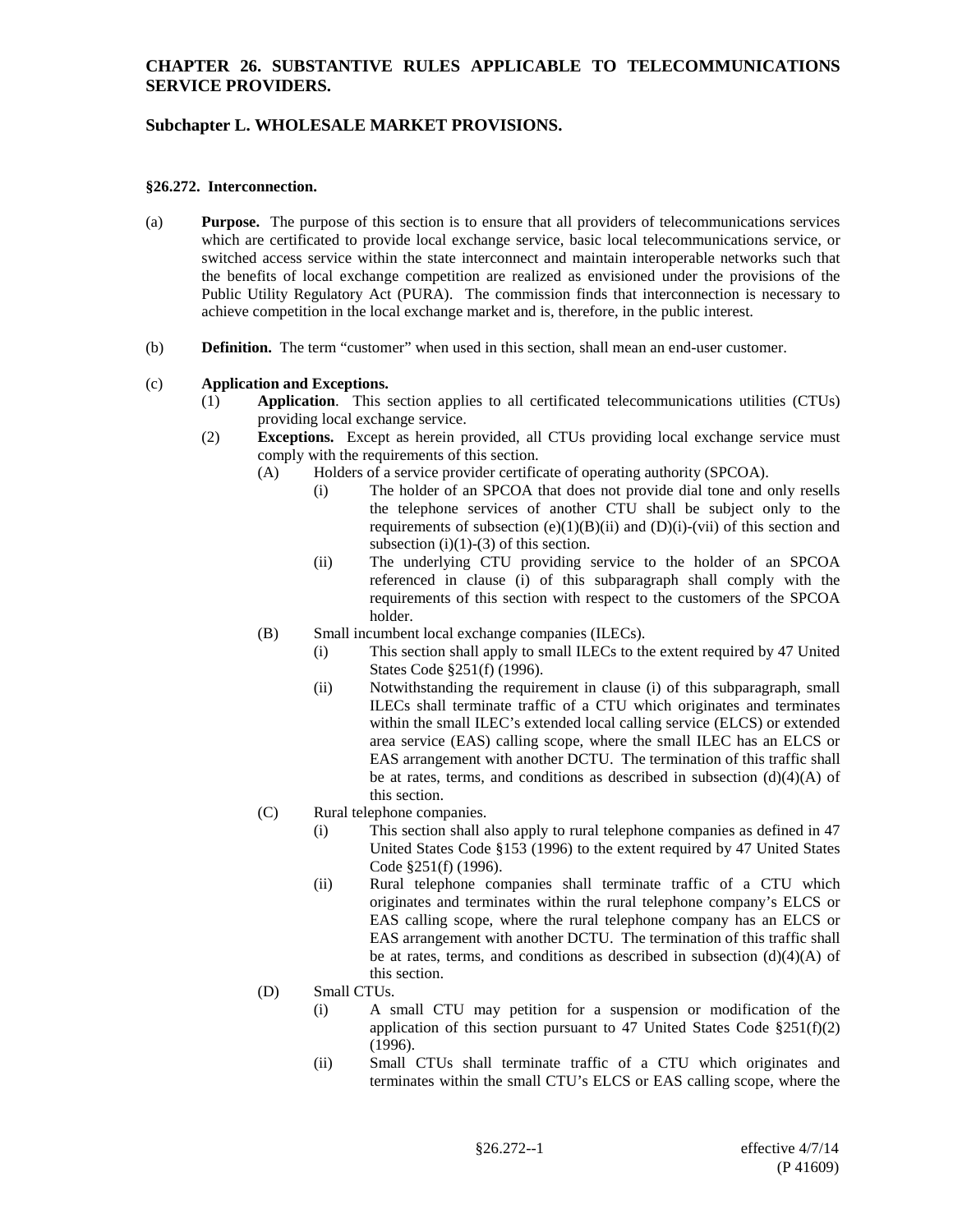# CHAPTER 26. SUBSTANTIVE RULES APPLICABLE TO TELECOMMUNICATIONS SERVICE PROVIDERS.

## Subchapter L. WHOLESALE MARKET PROVISIONS.

### §26.272. Interconnection.

(a) **Purpose.** The purpose of this section is to ensure that all providers of telecommunications services which are certificated to provide local exchange service, basic local telecommunications service, or switched access service within the state interconnect and maintain interoperable networks such that the benefits of local exchange competition are realized as envisioned under the provisions of the Public Utility Regulatory Act (PURA). The commission finds that interconnection is necessary to achieve competition in the local exchange market and is, therefore, in the public interest.

(b) **Definition.** The term "customer" when used in this section, shall mean an end-user customer.

(c) **Application and Exceptions.**

(1) **Application**. This section applies to all certificated telecommunications utilities (CTUs) providing local exchange service.

(2) **Exceptions.** Except as herein provided, all CTUs providing local exchange service must comply with the requirements of this section.

(A) Holders of a service provider certificate of operating authority (SPCOA).

(i) The holder of an SPCOA that does not provide dial tone and only resells the telephone services of another CTU shall be subject only to the requirements of subsection (e)(1)(B)(ii) and (D)(i)-(vii) of this section and subsection (i)(1)-(3) of this section.

(ii) The underlying CTU providing service to the holder of an SPCOA referenced in clause (i) of this subparagraph shall comply with the requirements of this section with respect to the customers of the SPCOA holder.

(B) Small incumbent local exchange companies (ILECs).

(i) This section shall apply to small ILECs to the extent required by 47 United States Code §251(f) (1996).

(ii) Notwithstanding the requirement in clause (i) of this subparagraph, small ILECs shall terminate traffic of a CTU which originates and terminates within the small ILEC's extended local calling service (ELCS) or extended area service (EAS) calling scope, where the small ILEC has an ELCS or EAS arrangement with another DCTU. The termination of this traffic shall be at rates, terms, and conditions as described in subsection (d)(4)(A) of this section.

(C) Rural telephone companies.

(i) This section shall also apply to rural telephone companies as defined in 47 United States Code §153 (1996) to the extent required by 47 United States Code §251(f) (1996).

(ii) Rural telephone companies shall terminate traffic of a CTU which originates and terminates within the rural telephone company's ELCS or EAS calling scope, where the rural telephone company has an ELCS or EAS arrangement with another DCTU. The termination of this traffic shall be at rates, terms, and conditions as described in subsection (d)(4)(A) of this section.

(D) Small CTUs.

(i) A small CTU may petition for a suspension or modification of the application of this section pursuant to 47 United States Code §251(f)(2) (1996).

(ii) Small CTUs shall terminate traffic of a CTU which originates and terminates within the small CTU's ELCS or EAS calling scope, where the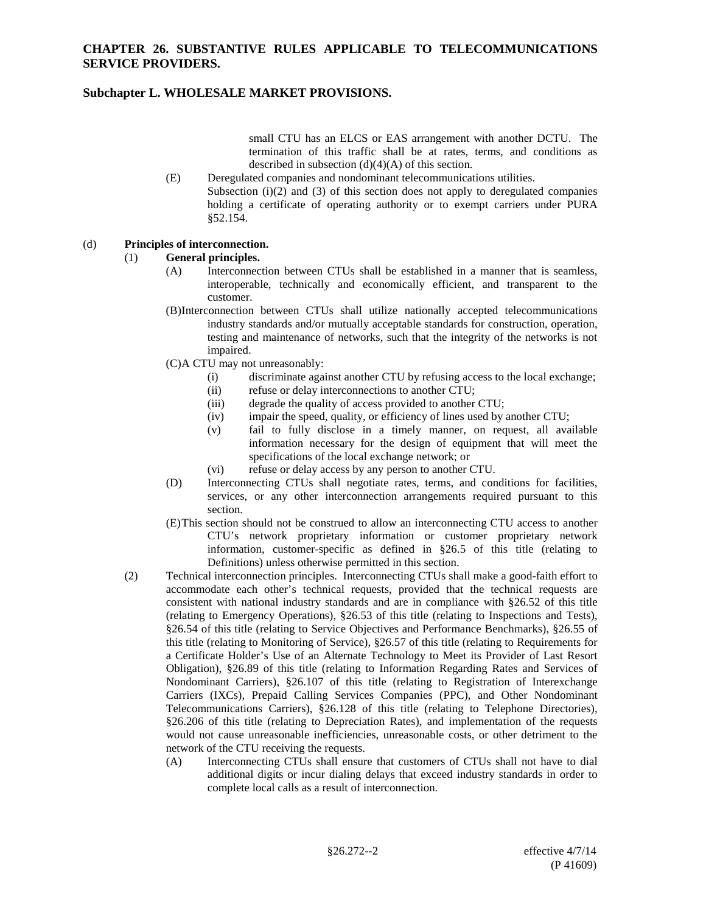small CTU has an ELCS or EAS arrangement with another DCTU. The termination of this traffic shall be at rates, terms, and conditions as described in subsection (d)(4)(A) of this section.

(E) Deregulated companies and nondominant telecommunications utilities. Subsection (i)(2) and (3) of this section does not apply to deregulated companies holding a certificate of operating authority or to exempt carriers under PURA §52.154.

(d) **Principles of interconnection.**

(1) **General principles.**

(A) Interconnection between CTUs shall be established in a manner that is seamless, interoperable, technically and economically efficient, and transparent to the customer.

(B) Interconnection between CTUs shall utilize nationally accepted telecommunications industry standards and/or mutually acceptable standards for construction, operation, testing and maintenance of networks, such that the integrity of the networks is not impaired.

(C) A CTU may not unreasonably:

(i) discriminate against another CTU by refusing access to the local exchange;

(ii) refuse or delay interconnections to another CTU;

(iii) degrade the quality of access provided to another CTU;

(iv) impair the speed, quality, or efficiency of lines used by another CTU;

(v) fail to fully disclose in a timely manner, on request, all available information necessary for the design of equipment that will meet the specifications of the local exchange network; or

(vi) refuse or delay access by any person to another CTU.

(D) Interconnecting CTUs shall negotiate rates, terms, and conditions for facilities, services, or any other interconnection arrangements required pursuant to this section.

(E) This section should not be construed to allow an interconnecting CTU access to another CTU's network proprietary information or customer proprietary network information, customer-specific as defined in §26.5 of this title (relating to Definitions) unless otherwise permitted in this section.

(2) Technical interconnection principles. Interconnecting CTUs shall make a good-faith effort to accommodate each other's technical requests, provided that the technical requests are consistent with national industry standards and are in compliance with §26.52 of this title (relating to Emergency Operations), §26.53 of this title (relating to Inspections and Tests), §26.54 of this title (relating to Service Objectives and Performance Benchmarks), §26.55 of this title (relating to Monitoring of Service), §26.57 of this title (relating to Requirements for a Certificate Holder's Use of an Alternate Technology to Meet its Provider of Last Resort Obligation), §26.89 of this title (relating to Information Regarding Rates and Services of Nondominant Carriers), §26.107 of this title (relating to Registration of Interexchange Carriers (IXCs), Prepaid Calling Services Companies (PPC), and Other Nondominant Telecommunications Carriers), §26.128 of this title (relating to Telephone Directories), §26.206 of this title (relating to Depreciation Rates), and implementation of the requests would not cause unreasonable inefficiencies, unreasonable costs, or other detriment to the network of the CTU receiving the requests.

(A) Interconnecting CTUs shall ensure that customers of CTUs shall not have to dial additional digits or incur dialing delays that exceed industry standards in order to complete local calls as a result of interconnection.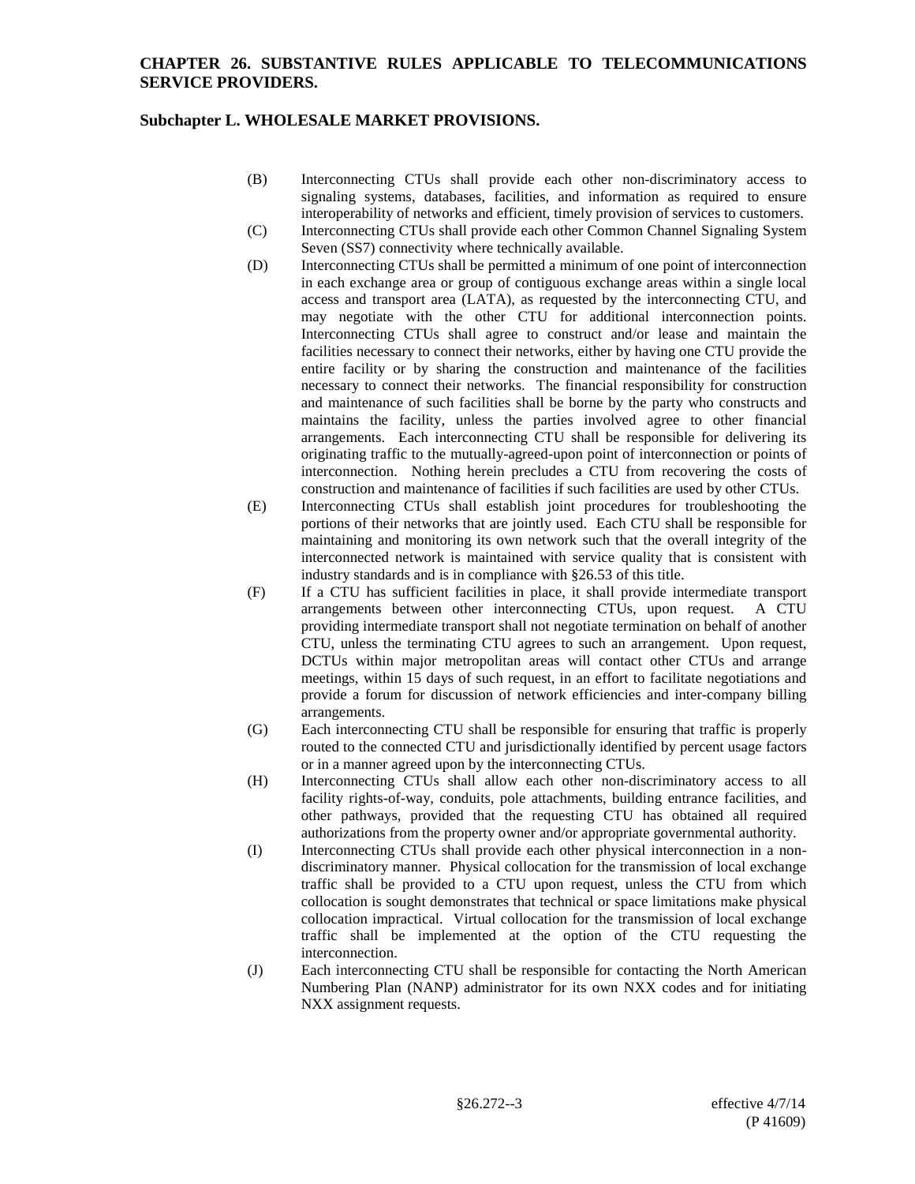(B) Interconnecting CTUs shall provide each other non-discriminatory access to signaling systems, databases, facilities, and information as required to ensure interoperability of networks and efficient, timely provision of services to customers.

(C) Interconnecting CTUs shall provide each other Common Channel Signaling System Seven (SS7) connectivity where technically available.

(D) Interconnecting CTUs shall be permitted a minimum of one point of interconnection in each exchange area or group of contiguous exchange areas within a single local access and transport area (LATA), as requested by the interconnecting CTU, and may negotiate with the other CTU for additional interconnection points. Interconnecting CTUs shall agree to construct and/or lease and maintain the facilities necessary to connect their networks, either by having one CTU provide the entire facility or by sharing the construction and maintenance of the facilities necessary to connect their networks. The financial responsibility for construction and maintenance of such facilities shall be borne by the party who constructs and maintains the facility, unless the parties involved agree to other financial arrangements. Each interconnecting CTU shall be responsible for delivering its originating traffic to the mutually-agreed-upon point of interconnection or points of interconnection. Nothing herein precludes a CTU from recovering the costs of construction and maintenance of facilities if such facilities are used by other CTUs.

(E) Interconnecting CTUs shall establish joint procedures for troubleshooting the portions of their networks that are jointly used. Each CTU shall be responsible for maintaining and monitoring its own network such that the overall integrity of the interconnected network is maintained with service quality that is consistent with industry standards and is in compliance with §26.53 of this title.

(F) If a CTU has sufficient facilities in place, it shall provide intermediate transport arrangements between other interconnecting CTUs, upon request. A CTU providing intermediate transport shall not negotiate termination on behalf of another CTU, unless the terminating CTU agrees to such an arrangement. Upon request, DCTUs within major metropolitan areas will contact other CTUs and arrange meetings, within 15 days of such request, in an effort to facilitate negotiations and provide a forum for discussion of network efficiencies and inter-company billing arrangements.

(G) Each interconnecting CTU shall be responsible for ensuring that traffic is properly routed to the connected CTU and jurisdictionally identified by percent usage factors or in a manner agreed upon by the interconnecting CTUs.

(H) Interconnecting CTUs shall allow each other non-discriminatory access to all facility rights-of-way, conduits, pole attachments, building entrance facilities, and other pathways, provided that the requesting CTU has obtained all required authorizations from the property owner and/or appropriate governmental authority.

(I) Interconnecting CTUs shall provide each other physical interconnection in a non-discriminatory manner. Physical collocation for the transmission of local exchange traffic shall be provided to a CTU upon request, unless the CTU from which collocation is sought demonstrates that technical or space limitations make physical collocation impractical. Virtual collocation for the transmission of local exchange traffic shall be implemented at the option of the CTU requesting the interconnection.

(J) Each interconnecting CTU shall be responsible for contacting the North American Numbering Plan (NANP) administrator for its own NXX codes and for initiating NXX assignment requests.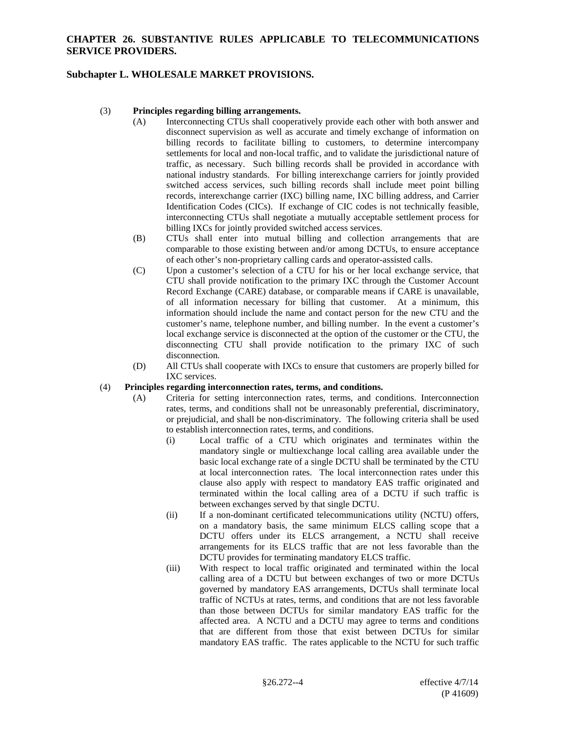(3) **Principles regarding billing arrangements.**

(A) Interconnecting CTUs shall cooperatively provide each other with both answer and disconnect supervision as well as accurate and timely exchange of information on billing records to facilitate billing to customers, to determine intercompany settlements for local and non-local traffic, and to validate the jurisdictional nature of traffic, as necessary. Such billing records shall be provided in accordance with national industry standards. For billing interexchange carriers for jointly provided switched access services, such billing records shall include meet point billing records, interexchange carrier (IXC) billing name, IXC billing address, and Carrier Identification Codes (CICs). If exchange of CIC codes is not technically feasible, interconnecting CTUs shall negotiate a mutually acceptable settlement process for billing IXCs for jointly provided switched access services.

(B) CTUs shall enter into mutual billing and collection arrangements that are comparable to those existing between and/or among DCTUs, to ensure acceptance of each other's non-proprietary calling cards and operator-assisted calls.

(C) Upon a customer's selection of a CTU for his or her local exchange service, that CTU shall provide notification to the primary IXC through the Customer Account Record Exchange (CARE) database, or comparable means if CARE is unavailable, of all information necessary for billing that customer. At a minimum, this information should include the name and contact person for the new CTU and the customer's name, telephone number, and billing number. In the event a customer's local exchange service is disconnected at the option of the customer or the CTU, the disconnecting CTU shall provide notification to the primary IXC of such disconnection.

(D) All CTUs shall cooperate with IXCs to ensure that customers are properly billed for IXC services.

(4) **Principles regarding interconnection rates, terms, and conditions.**

(A) Criteria for setting interconnection rates, terms, and conditions. Interconnection rates, terms, and conditions shall not be unreasonably preferential, discriminatory, or prejudicial, and shall be non-discriminatory. The following criteria shall be used to establish interconnection rates, terms, and conditions.

(i) Local traffic of a CTU which originates and terminates within the mandatory single or multiexchange local calling area available under the basic local exchange rate of a single DCTU shall be terminated by the CTU at local interconnection rates. The local interconnection rates under this clause also apply with respect to mandatory EAS traffic originated and terminated within the local calling area of a DCTU if such traffic is between exchanges served by that single DCTU.

(ii) If a non-dominant certificated telecommunications utility (NCTU) offers, on a mandatory basis, the same minimum ELCS calling scope that a DCTU offers under its ELCS arrangement, a NCTU shall receive arrangements for its ELCS traffic that are not less favorable than the DCTU provides for terminating mandatory ELCS traffic.

(iii) With respect to local traffic originated and terminated within the local calling area of a DCTU but between exchanges of two or more DCTUs governed by mandatory EAS arrangements, DCTUs shall terminate local traffic of NCTUs at rates, terms, and conditions that are not less favorable than those between DCTUs for similar mandatory EAS traffic for the affected area. A NCTU and a DCTU may agree to terms and conditions that are different from those that exist between DCTUs for similar mandatory EAS traffic. The rates applicable to the NCTU for such traffic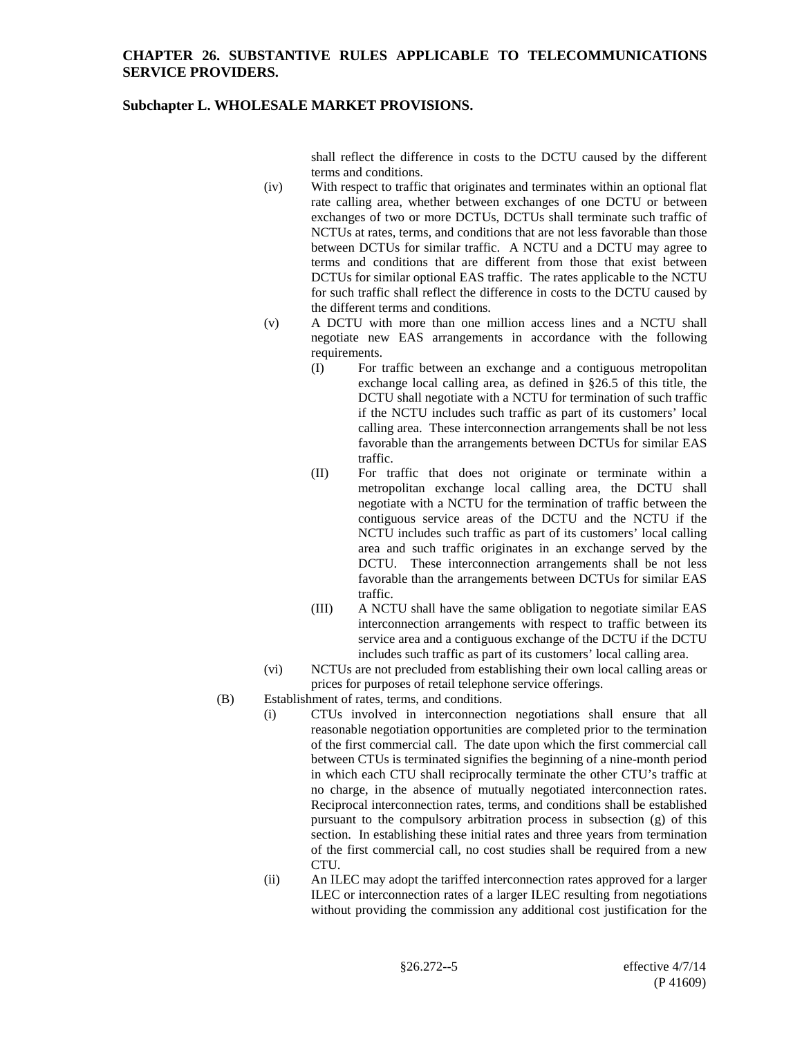shall reflect the difference in costs to the DCTU caused by the different terms and conditions.

(iv) With respect to traffic that originates and terminates within an optional flat rate calling area, whether between exchanges of one DCTU or between exchanges of two or more DCTUs, DCTUs shall terminate such traffic of NCTUs at rates, terms, and conditions that are not less favorable than those between DCTUs for similar traffic. A NCTU and a DCTU may agree to terms and conditions that are different from those that exist between DCTUs for similar optional EAS traffic. The rates applicable to the NCTU for such traffic shall reflect the difference in costs to the DCTU caused by the different terms and conditions.

(v) A DCTU with more than one million access lines and a NCTU shall negotiate new EAS arrangements in accordance with the following requirements.

(I) For traffic between an exchange and a contiguous metropolitan exchange local calling area, as defined in §26.5 of this title, the DCTU shall negotiate with a NCTU for termination of such traffic if the NCTU includes such traffic as part of its customers' local calling area. These interconnection arrangements shall be not less favorable than the arrangements between DCTUs for similar EAS traffic.

(II) For traffic that does not originate or terminate within a metropolitan exchange local calling area, the DCTU shall negotiate with a NCTU for the termination of traffic between the contiguous service areas of the DCTU and the NCTU if the NCTU includes such traffic as part of its customers' local calling area and such traffic originates in an exchange served by the DCTU. These interconnection arrangements shall be not less favorable than the arrangements between DCTUs for similar EAS traffic.

(III) A NCTU shall have the same obligation to negotiate similar EAS interconnection arrangements with respect to traffic between its service area and a contiguous exchange of the DCTU if the DCTU includes such traffic as part of its customers' local calling area.

(vi) NCTUs are not precluded from establishing their own local calling areas or prices for purposes of retail telephone service offerings.

(B) Establishment of rates, terms, and conditions.

(i) CTUs involved in interconnection negotiations shall ensure that all reasonable negotiation opportunities are completed prior to the termination of the first commercial call. The date upon which the first commercial call between CTUs is terminated signifies the beginning of a nine-month period in which each CTU shall reciprocally terminate the other CTU's traffic at no charge, in the absence of mutually negotiated interconnection rates. Reciprocal interconnection rates, terms, and conditions shall be established pursuant to the compulsory arbitration process in subsection (g) of this section. In establishing these initial rates and three years from termination of the first commercial call, no cost studies shall be required from a new CTU.

(ii) An ILEC may adopt the tariffed interconnection rates approved for a larger ILEC or interconnection rates of a larger ILEC resulting from negotiations without providing the commission any additional cost justification for the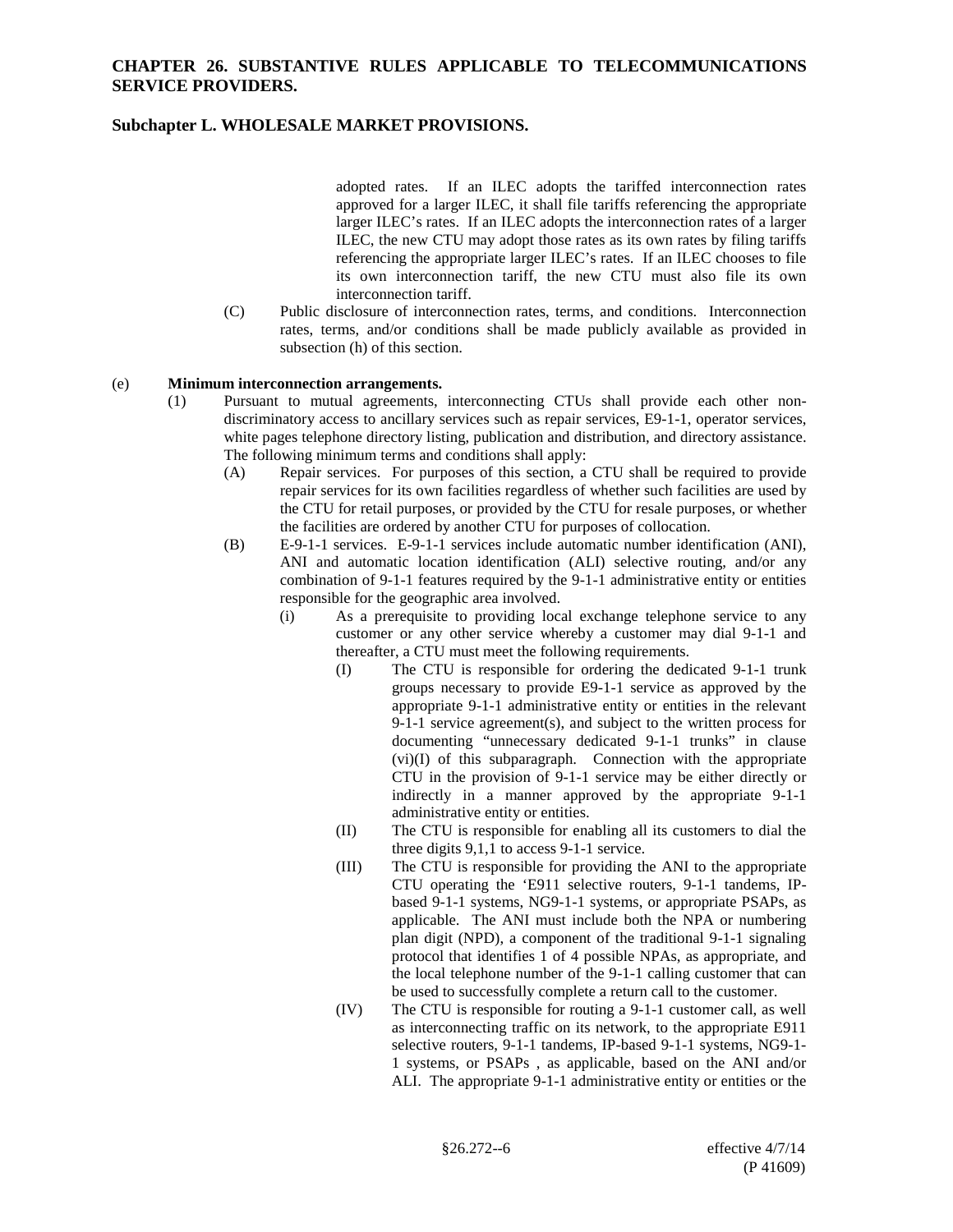adopted rates. If an ILEC adopts the tariffed interconnection rates approved for a larger ILEC, it shall file tariffs referencing the appropriate larger ILEC's rates. If an ILEC adopts the interconnection rates of a larger ILEC, the new CTU may adopt those rates as its own rates by filing tariffs referencing the appropriate larger ILEC's rates. If an ILEC chooses to file its own interconnection tariff, the new CTU must also file its own interconnection tariff.

(C) Public disclosure of interconnection rates, terms, and conditions. Interconnection rates, terms, and/or conditions shall be made publicly available as provided in subsection (h) of this section.

(e) **Minimum interconnection arrangements.**

(1) Pursuant to mutual agreements, interconnecting CTUs shall provide each other non-discriminatory access to ancillary services such as repair services, E9-1-1, operator services, white pages telephone directory listing, publication and distribution, and directory assistance. The following minimum terms and conditions shall apply:

(A) Repair services. For purposes of this section, a CTU shall be required to provide repair services for its own facilities regardless of whether such facilities are used by the CTU for retail purposes, or provided by the CTU for resale purposes, or whether the facilities are ordered by another CTU for purposes of collocation.

(B) E-9-1-1 services. E-9-1-1 services include automatic number identification (ANI), ANI and automatic location identification (ALI) selective routing, and/or any combination of 9-1-1 features required by the 9-1-1 administrative entity or entities responsible for the geographic area involved.

(i) As a prerequisite to providing local exchange telephone service to any customer or any other service whereby a customer may dial 9-1-1 and thereafter, a CTU must meet the following requirements.

(I) The CTU is responsible for ordering the dedicated 9-1-1 trunk groups necessary to provide E9-1-1 service as approved by the appropriate 9-1-1 administrative entity or entities in the relevant 9-1-1 service agreement(s), and subject to the written process for documenting "unnecessary dedicated 9-1-1 trunks" in clause (vi)(I) of this subparagraph. Connection with the appropriate CTU in the provision of 9-1-1 service may be either directly or indirectly in a manner approved by the appropriate 9-1-1 administrative entity or entities.

(II) The CTU is responsible for enabling all its customers to dial the three digits 9,1,1 to access 9-1-1 service.

(III) The CTU is responsible for providing the ANI to the appropriate CTU operating the 'E911 selective routers, 9-1-1 tandems, IP-based 9-1-1 systems, NG9-1-1 systems, or appropriate PSAPs, as applicable. The ANI must include both the NPA or numbering plan digit (NPD), a component of the traditional 9-1-1 signaling protocol that identifies 1 of 4 possible NPAs, as appropriate, and the local telephone number of the 9-1-1 calling customer that can be used to successfully complete a return call to the customer.

(IV) The CTU is responsible for routing a 9-1-1 customer call, as well as interconnecting traffic on its network, to the appropriate E911 selective routers, 9-1-1 tandems, IP-based 9-1-1 systems, NG9-1-1 systems, or PSAPs , as applicable, based on the ANI and/or ALI. The appropriate 9-1-1 administrative entity or entities or the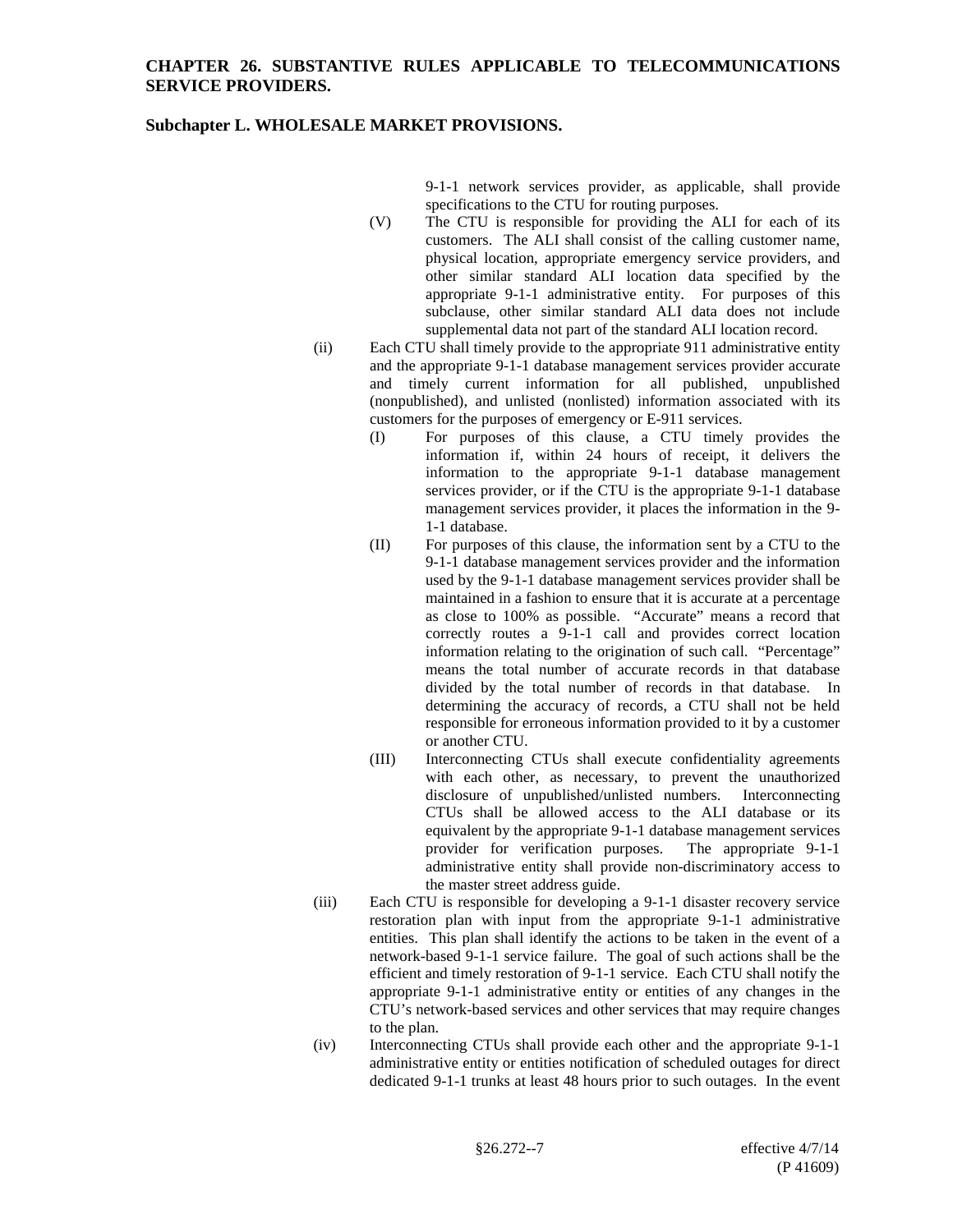9-1-1 network services provider, as applicable, shall provide specifications to the CTU for routing purposes.

(V) The CTU is responsible for providing the ALI for each of its customers. The ALI shall consist of the calling customer name, physical location, appropriate emergency service providers, and other similar standard ALI location data specified by the appropriate 9-1-1 administrative entity. For purposes of this subclause, other similar standard ALI data does not include supplemental data not part of the standard ALI location record.

(ii) Each CTU shall timely provide to the appropriate 911 administrative entity and the appropriate 9-1-1 database management services provider accurate and timely current information for all published, unpublished (nonpublished), and unlisted (nonlisted) information associated with its customers for the purposes of emergency or E-911 services.

(I) For purposes of this clause, a CTU timely provides the information if, within 24 hours of receipt, it delivers the information to the appropriate 9-1-1 database management services provider, or if the CTU is the appropriate 9-1-1 database management services provider, it places the information in the 9-1-1 database.

(II) For purposes of this clause, the information sent by a CTU to the 9-1-1 database management services provider and the information used by the 9-1-1 database management services provider shall be maintained in a fashion to ensure that it is accurate at a percentage as close to 100% as possible. "Accurate" means a record that correctly routes a 9-1-1 call and provides correct location information relating to the origination of such call. "Percentage" means the total number of accurate records in that database divided by the total number of records in that database. In determining the accuracy of records, a CTU shall not be held responsible for erroneous information provided to it by a customer or another CTU.

(III) Interconnecting CTUs shall execute confidentiality agreements with each other, as necessary, to prevent the unauthorized disclosure of unpublished/unlisted numbers. Interconnecting CTUs shall be allowed access to the ALI database or its equivalent by the appropriate 9-1-1 database management services provider for verification purposes. The appropriate 9-1-1 administrative entity shall provide non-discriminatory access to the master street address guide.

(iii) Each CTU is responsible for developing a 9-1-1 disaster recovery service restoration plan with input from the appropriate 9-1-1 administrative entities. This plan shall identify the actions to be taken in the event of a network-based 9-1-1 service failure. The goal of such actions shall be the efficient and timely restoration of 9-1-1 service. Each CTU shall notify the appropriate 9-1-1 administrative entity or entities of any changes in the CTU's network-based services and other services that may require changes to the plan.

(iv) Interconnecting CTUs shall provide each other and the appropriate 9-1-1 administrative entity or entities notification of scheduled outages for direct dedicated 9-1-1 trunks at least 48 hours prior to such outages. In the event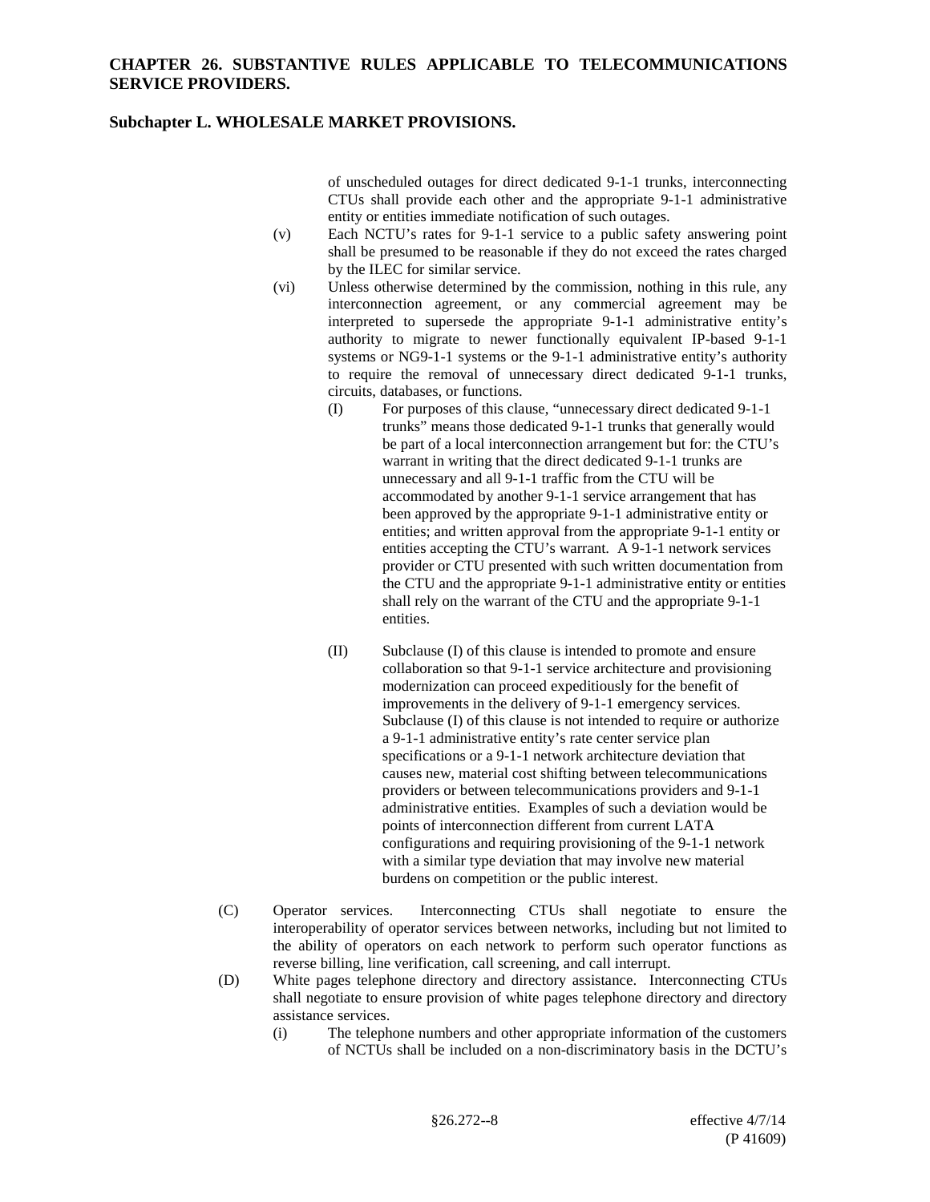of unscheduled outages for direct dedicated 9-1-1 trunks, interconnecting CTUs shall provide each other and the appropriate 9-1-1 administrative entity or entities immediate notification of such outages.

(v) Each NCTU's rates for 9-1-1 service to a public safety answering point shall be presumed to be reasonable if they do not exceed the rates charged by the ILEC for similar service.

(vi) Unless otherwise determined by the commission, nothing in this rule, any interconnection agreement, or any commercial agreement may be interpreted to supersede the appropriate 9-1-1 administrative entity's authority to migrate to newer functionally equivalent IP-based 9-1-1 systems or NG9-1-1 systems or the 9-1-1 administrative entity's authority to require the removal of unnecessary direct dedicated 9-1-1 trunks, circuits, databases, or functions.

(I) For purposes of this clause, "unnecessary direct dedicated 9-1-1 trunks" means those dedicated 9-1-1 trunks that generally would be part of a local interconnection arrangement but for: the CTU's warrant in writing that the direct dedicated 9-1-1 trunks are unnecessary and all 9-1-1 traffic from the CTU will be accommodated by another 9-1-1 service arrangement that has been approved by the appropriate 9-1-1 administrative entity or entities; and written approval from the appropriate 9-1-1 entity or entities accepting the CTU's warrant. A 9-1-1 network services provider or CTU presented with such written documentation from the CTU and the appropriate 9-1-1 administrative entity or entities shall rely on the warrant of the CTU and the appropriate 9-1-1 entities.

(II) Subclause (I) of this clause is intended to promote and ensure collaboration so that 9-1-1 service architecture and provisioning modernization can proceed expeditiously for the benefit of improvements in the delivery of 9-1-1 emergency services. Subclause (I) of this clause is not intended to require or authorize a 9-1-1 administrative entity's rate center service plan specifications or a 9-1-1 network architecture deviation that causes new, material cost shifting between telecommunications providers or between telecommunications providers and 9-1-1 administrative entities. Examples of such a deviation would be points of interconnection different from current LATA configurations and requiring provisioning of the 9-1-1 network with a similar type deviation that may involve new material burdens on competition or the public interest.

(C) Operator services. Interconnecting CTUs shall negotiate to ensure the interoperability of operator services between networks, including but not limited to the ability of operators on each network to perform such operator functions as reverse billing, line verification, call screening, and call interrupt.

(D) White pages telephone directory and directory assistance. Interconnecting CTUs shall negotiate to ensure provision of white pages telephone directory and directory assistance services.

(i) The telephone numbers and other appropriate information of the customers of NCTUs shall be included on a non-discriminatory basis in the DCTU's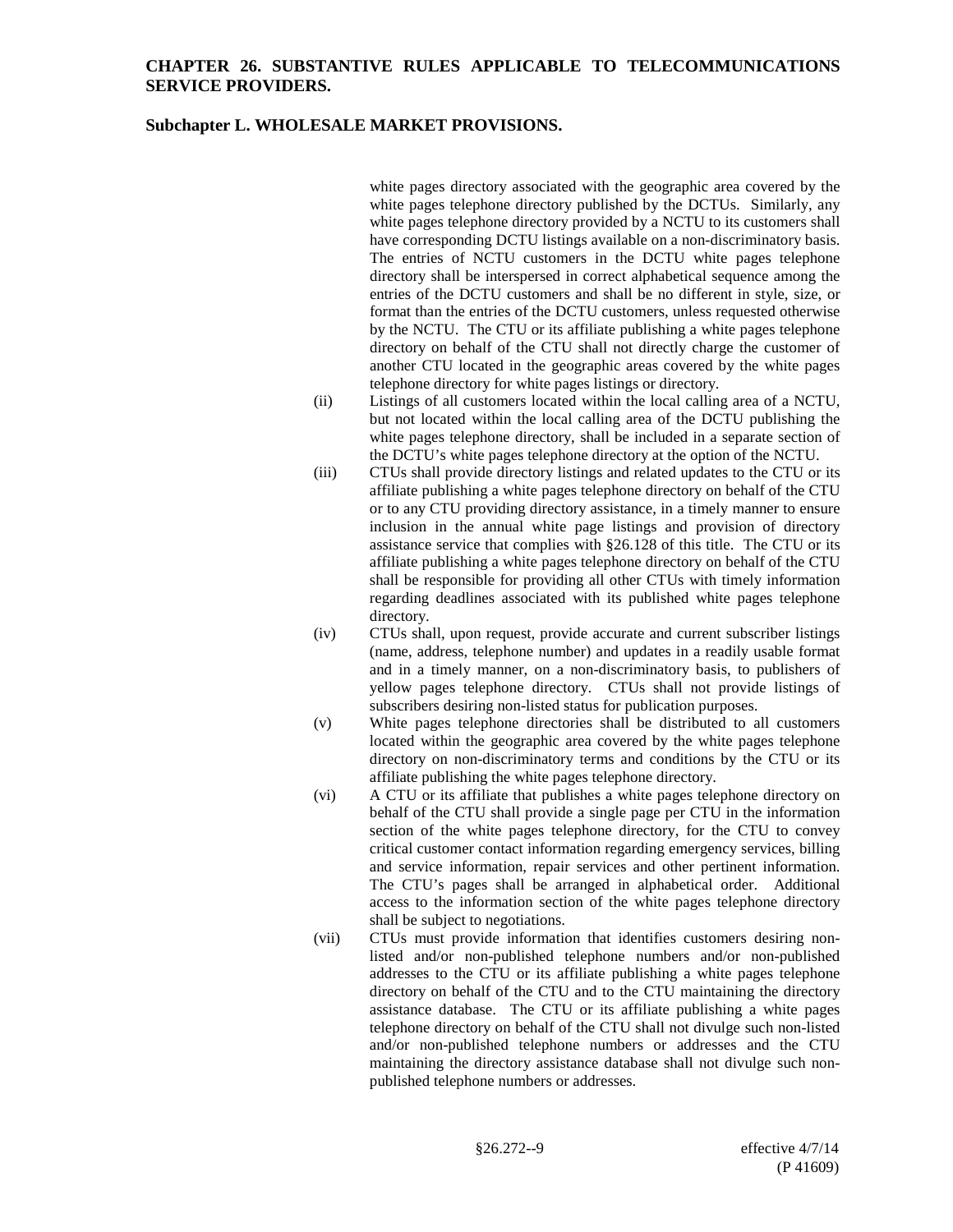white pages directory associated with the geographic area covered by the white pages telephone directory published by the DCTUs. Similarly, any white pages telephone directory provided by a NCTU to its customers shall have corresponding DCTU listings available on a non-discriminatory basis. The entries of NCTU customers in the DCTU white pages telephone directory shall be interspersed in correct alphabetical sequence among the entries of the DCTU customers and shall be no different in style, size, or format than the entries of the DCTU customers, unless requested otherwise by the NCTU. The CTU or its affiliate publishing a white pages telephone directory on behalf of the CTU shall not directly charge the customer of another CTU located in the geographic areas covered by the white pages telephone directory for white pages listings or directory.

(ii) Listings of all customers located within the local calling area of a NCTU, but not located within the local calling area of the DCTU publishing the white pages telephone directory, shall be included in a separate section of the DCTU's white pages telephone directory at the option of the NCTU.

(iii) CTUs shall provide directory listings and related updates to the CTU or its affiliate publishing a white pages telephone directory on behalf of the CTU or to any CTU providing directory assistance, in a timely manner to ensure inclusion in the annual white page listings and provision of directory assistance service that complies with §26.128 of this title. The CTU or its affiliate publishing a white pages telephone directory on behalf of the CTU shall be responsible for providing all other CTUs with timely information regarding deadlines associated with its published white pages telephone directory.

(iv) CTUs shall, upon request, provide accurate and current subscriber listings (name, address, telephone number) and updates in a readily usable format and in a timely manner, on a non-discriminatory basis, to publishers of yellow pages telephone directory. CTUs shall not provide listings of subscribers desiring non-listed status for publication purposes.

(v) White pages telephone directories shall be distributed to all customers located within the geographic area covered by the white pages telephone directory on non-discriminatory terms and conditions by the CTU or its affiliate publishing the white pages telephone directory.

(vi) A CTU or its affiliate that publishes a white pages telephone directory on behalf of the CTU shall provide a single page per CTU in the information section of the white pages telephone directory, for the CTU to convey critical customer contact information regarding emergency services, billing and service information, repair services and other pertinent information. The CTU's pages shall be arranged in alphabetical order. Additional access to the information section of the white pages telephone directory shall be subject to negotiations.

(vii) CTUs must provide information that identifies customers desiring non-listed and/or non-published telephone numbers and/or non-published addresses to the CTU or its affiliate publishing a white pages telephone directory on behalf of the CTU and to the CTU maintaining the directory assistance database. The CTU or its affiliate publishing a white pages telephone directory on behalf of the CTU shall not divulge such non-listed and/or non-published telephone numbers or addresses and the CTU maintaining the directory assistance database shall not divulge such non-published telephone numbers or addresses.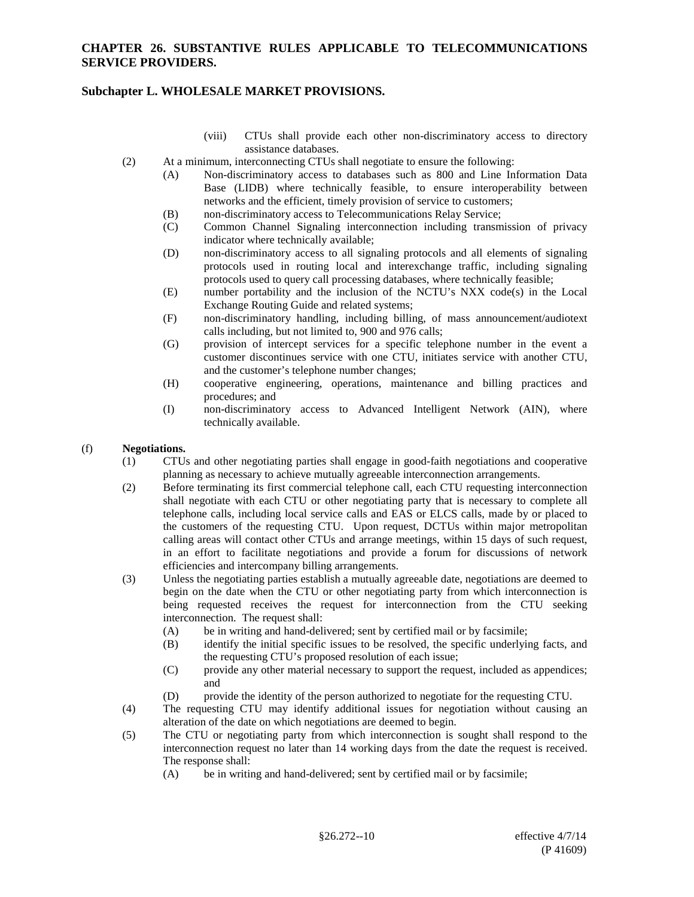(viii) CTUs shall provide each other non-discriminatory access to directory assistance databases.

(2) At a minimum, interconnecting CTUs shall negotiate to ensure the following:

(A) Non-discriminatory access to databases such as 800 and Line Information Data Base (LIDB) where technically feasible, to ensure interoperability between networks and the efficient, timely provision of service to customers;

(B) non-discriminatory access to Telecommunications Relay Service;

(C) Common Channel Signaling interconnection including transmission of privacy indicator where technically available;

(D) non-discriminatory access to all signaling protocols and all elements of signaling protocols used in routing local and interexchange traffic, including signaling protocols used to query call processing databases, where technically feasible;

(E) number portability and the inclusion of the NCTU's NXX code(s) in the Local Exchange Routing Guide and related systems;

(F) non-discriminatory handling, including billing, of mass announcement/audiotext calls including, but not limited to, 900 and 976 calls;

(G) provision of intercept services for a specific telephone number in the event a customer discontinues service with one CTU, initiates service with another CTU, and the customer's telephone number changes;

(H) cooperative engineering, operations, maintenance and billing practices and procedures; and

(I) non-discriminatory access to Advanced Intelligent Network (AIN), where technically available.

(f) **Negotiations.**

(1) CTUs and other negotiating parties shall engage in good-faith negotiations and cooperative planning as necessary to achieve mutually agreeable interconnection arrangements.

(2) Before terminating its first commercial telephone call, each CTU requesting interconnection shall negotiate with each CTU or other negotiating party that is necessary to complete all telephone calls, including local service calls and EAS or ELCS calls, made by or placed to the customers of the requesting CTU. Upon request, DCTUs within major metropolitan calling areas will contact other CTUs and arrange meetings, within 15 days of such request, in an effort to facilitate negotiations and provide a forum for discussions of network efficiencies and intercompany billing arrangements.

(3) Unless the negotiating parties establish a mutually agreeable date, negotiations are deemed to begin on the date when the CTU or other negotiating party from which interconnection is being requested receives the request for interconnection from the CTU seeking interconnection. The request shall:

(A) be in writing and hand-delivered; sent by certified mail or by facsimile;

(B) identify the initial specific issues to be resolved, the specific underlying facts, and the requesting CTU's proposed resolution of each issue;

(C) provide any other material necessary to support the request, included as appendices; and

(D) provide the identity of the person authorized to negotiate for the requesting CTU.

(4) The requesting CTU may identify additional issues for negotiation without causing an alteration of the date on which negotiations are deemed to begin.

(5) The CTU or negotiating party from which interconnection is sought shall respond to the interconnection request no later than 14 working days from the date the request is received. The response shall:

(A) be in writing and hand-delivered; sent by certified mail or by facsimile;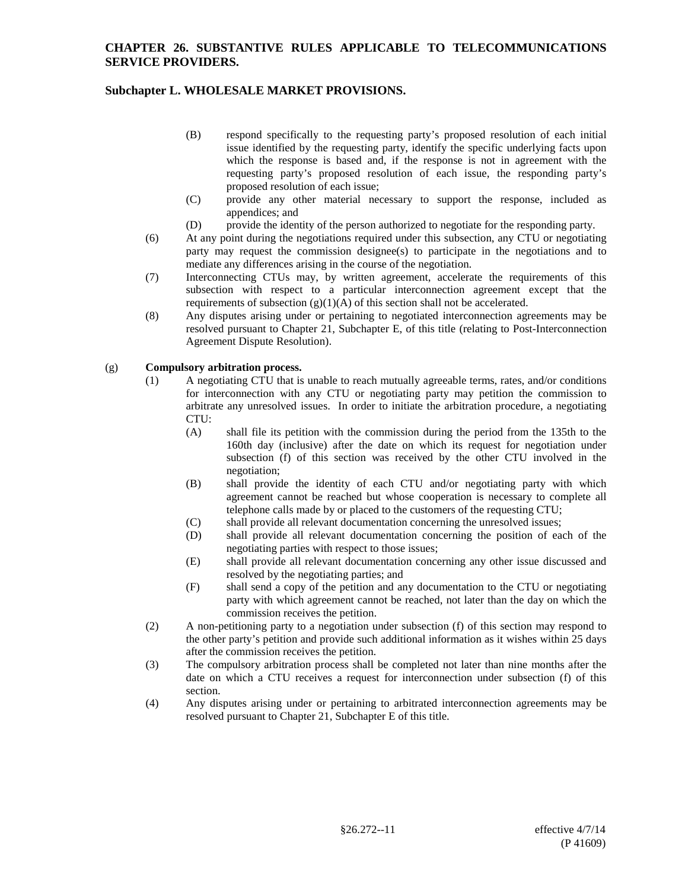(B) respond specifically to the requesting party's proposed resolution of each initial issue identified by the requesting party, identify the specific underlying facts upon which the response is based and, if the response is not in agreement with the requesting party's proposed resolution of each issue, the responding party's proposed resolution of each issue;

(C) provide any other material necessary to support the response, included as appendices; and

(D) provide the identity of the person authorized to negotiate for the responding party.

(6) At any point during the negotiations required under this subsection, any CTU or negotiating party may request the commission designee(s) to participate in the negotiations and to mediate any differences arising in the course of the negotiation.

(7) Interconnecting CTUs may, by written agreement, accelerate the requirements of this subsection with respect to a particular interconnection agreement except that the requirements of subsection (g)(1)(A) of this section shall not be accelerated.

(8) Any disputes arising under or pertaining to negotiated interconnection agreements may be resolved pursuant to Chapter 21, Subchapter E, of this title (relating to Post-Interconnection Agreement Dispute Resolution).

(g) **Compulsory arbitration process.**

(1) A negotiating CTU that is unable to reach mutually agreeable terms, rates, and/or conditions for interconnection with any CTU or negotiating party may petition the commission to arbitrate any unresolved issues. In order to initiate the arbitration procedure, a negotiating CTU:

(A) shall file its petition with the commission during the period from the 135th to the 160th day (inclusive) after the date on which its request for negotiation under subsection (f) of this section was received by the other CTU involved in the negotiation;

(B) shall provide the identity of each CTU and/or negotiating party with which agreement cannot be reached but whose cooperation is necessary to complete all telephone calls made by or placed to the customers of the requesting CTU;

(C) shall provide all relevant documentation concerning the unresolved issues;

(D) shall provide all relevant documentation concerning the position of each of the negotiating parties with respect to those issues;

(E) shall provide all relevant documentation concerning any other issue discussed and resolved by the negotiating parties; and

(F) shall send a copy of the petition and any documentation to the CTU or negotiating party with which agreement cannot be reached, not later than the day on which the commission receives the petition.

(2) A non-petitioning party to a negotiation under subsection (f) of this section may respond to the other party's petition and provide such additional information as it wishes within 25 days after the commission receives the petition.

(3) The compulsory arbitration process shall be completed not later than nine months after the date on which a CTU receives a request for interconnection under subsection (f) of this section.

(4) Any disputes arising under or pertaining to arbitrated interconnection agreements may be resolved pursuant to Chapter 21, Subchapter E of this title.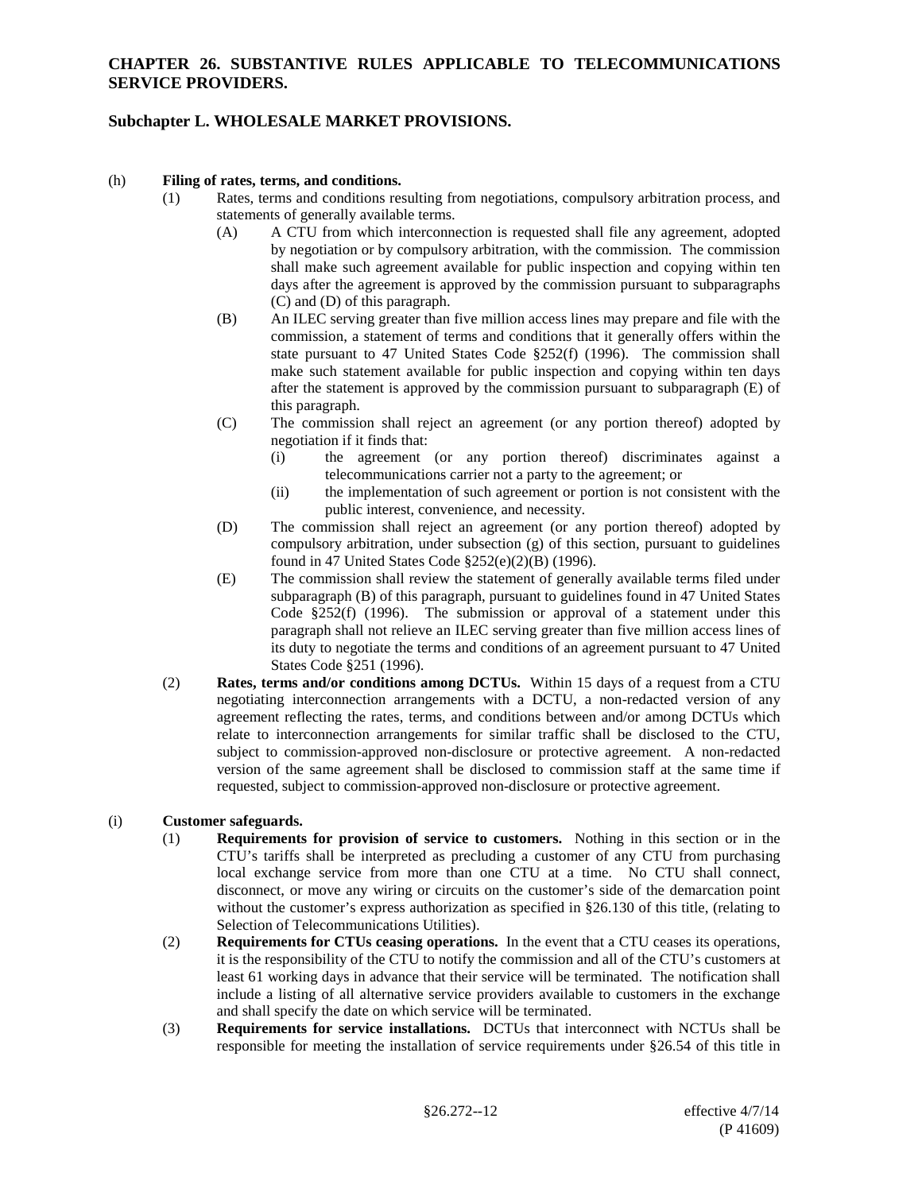(h) **Filing of rates, terms, and conditions.**

(1) Rates, terms and conditions resulting from negotiations, compulsory arbitration process, and statements of generally available terms.

(A) A CTU from which interconnection is requested shall file any agreement, adopted by negotiation or by compulsory arbitration, with the commission. The commission shall make such agreement available for public inspection and copying within ten days after the agreement is approved by the commission pursuant to subparagraphs (C) and (D) of this paragraph.

(B) An ILEC serving greater than five million access lines may prepare and file with the commission, a statement of terms and conditions that it generally offers within the state pursuant to 47 United States Code §252(f) (1996). The commission shall make such statement available for public inspection and copying within ten days after the statement is approved by the commission pursuant to subparagraph (E) of this paragraph.

(C) The commission shall reject an agreement (or any portion thereof) adopted by negotiation if it finds that:

(i) the agreement (or any portion thereof) discriminates against a telecommunications carrier not a party to the agreement; or

(ii) the implementation of such agreement or portion is not consistent with the public interest, convenience, and necessity.

(D) The commission shall reject an agreement (or any portion thereof) adopted by compulsory arbitration, under subsection (g) of this section, pursuant to guidelines found in 47 United States Code §252(e)(2)(B) (1996).

(E) The commission shall review the statement of generally available terms filed under subparagraph (B) of this paragraph, pursuant to guidelines found in 47 United States Code §252(f) (1996). The submission or approval of a statement under this paragraph shall not relieve an ILEC serving greater than five million access lines of its duty to negotiate the terms and conditions of an agreement pursuant to 47 United States Code §251 (1996).

(2) **Rates, terms and/or conditions among DCTUs.** Within 15 days of a request from a CTU negotiating interconnection arrangements with a DCTU, a non-redacted version of any agreement reflecting the rates, terms, and conditions between and/or among DCTUs which relate to interconnection arrangements for similar traffic shall be disclosed to the CTU, subject to commission-approved non-disclosure or protective agreement. A non-redacted version of the same agreement shall be disclosed to commission staff at the same time if requested, subject to commission-approved non-disclosure or protective agreement.

(i) **Customer safeguards.**

(1) **Requirements for provision of service to customers.** Nothing in this section or in the CTU's tariffs shall be interpreted as precluding a customer of any CTU from purchasing local exchange service from more than one CTU at a time. No CTU shall connect, disconnect, or move any wiring or circuits on the customer's side of the demarcation point without the customer's express authorization as specified in §26.130 of this title, (relating to Selection of Telecommunications Utilities).

(2) **Requirements for CTUs ceasing operations.** In the event that a CTU ceases its operations, it is the responsibility of the CTU to notify the commission and all of the CTU's customers at least 61 working days in advance that their service will be terminated. The notification shall include a listing of all alternative service providers available to customers in the exchange and shall specify the date on which service will be terminated.

(3) **Requirements for service installations.** DCTUs that interconnect with NCTUs shall be responsible for meeting the installation of service requirements under §26.54 of this title in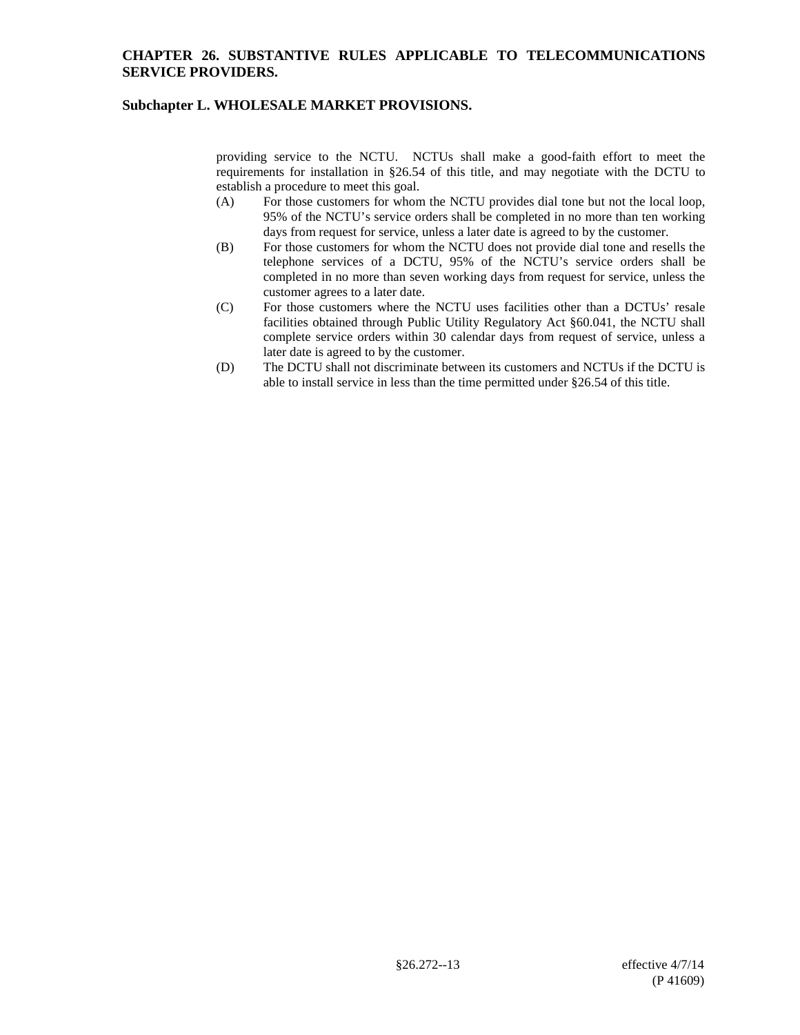providing service to the NCTU. NCTUs shall make a good-faith effort to meet the requirements for installation in §26.54 of this title, and may negotiate with the DCTU to establish a procedure to meet this goal.

(A) For those customers for whom the NCTU provides dial tone but not the local loop, 95% of the NCTU's service orders shall be completed in no more than ten working days from request for service, unless a later date is agreed to by the customer.

(B) For those customers for whom the NCTU does not provide dial tone and resells the telephone services of a DCTU, 95% of the NCTU's service orders shall be completed in no more than seven working days from request for service, unless the customer agrees to a later date.

(C) For those customers where the NCTU uses facilities other than a DCTUs' resale facilities obtained through Public Utility Regulatory Act §60.041, the NCTU shall complete service orders within 30 calendar days from request of service, unless a later date is agreed to by the customer.

(D) The DCTU shall not discriminate between its customers and NCTUs if the DCTU is able to install service in less than the time permitted under §26.54 of this title.